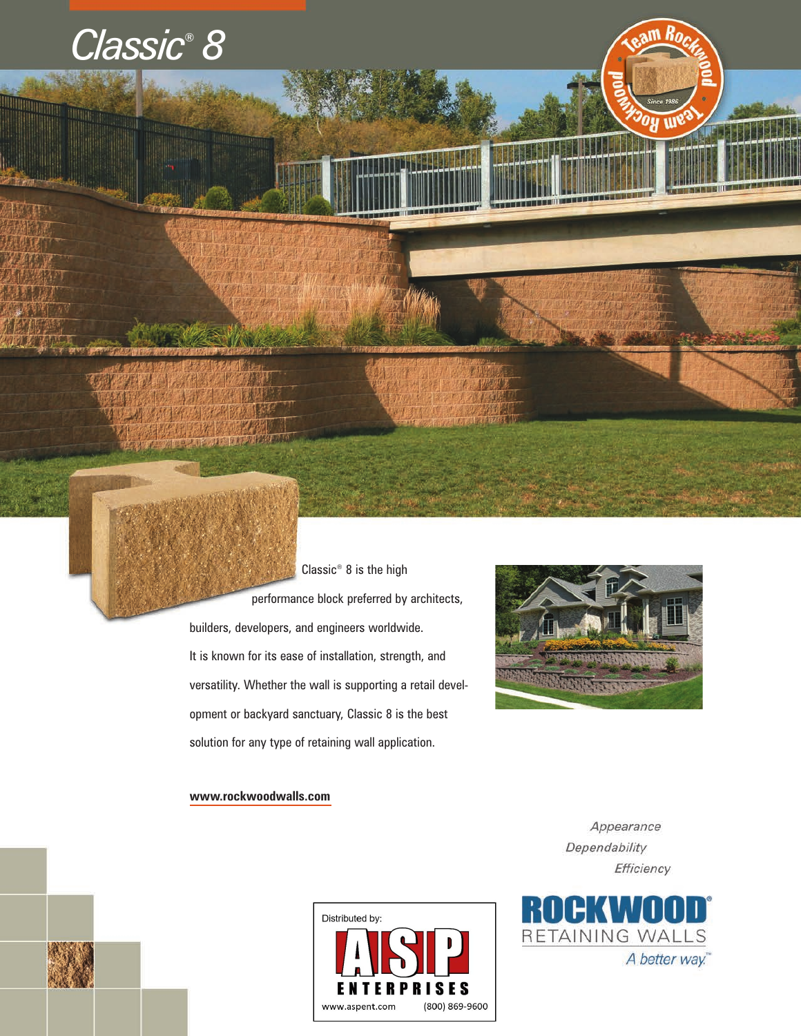# Classic® 8

Classic® 8 is the high performance block preferred by architects, builders, developers, and engineers worldwide. It is known for its ease of installation, strength, and versatility. Whether the wall is supporting a retail development or backyard sanctuary, Classic 8 is the best solution for any type of retaining wall application.

**www.rockwoodwalls.com**

*Appearance*
*Dependability*
*Efficiency*

Distributed by:
ASP ENTERPRISES
www.aspent.com (800) 869-9600

ROCKWOOD® RETAINING WALLS
*A better way.*™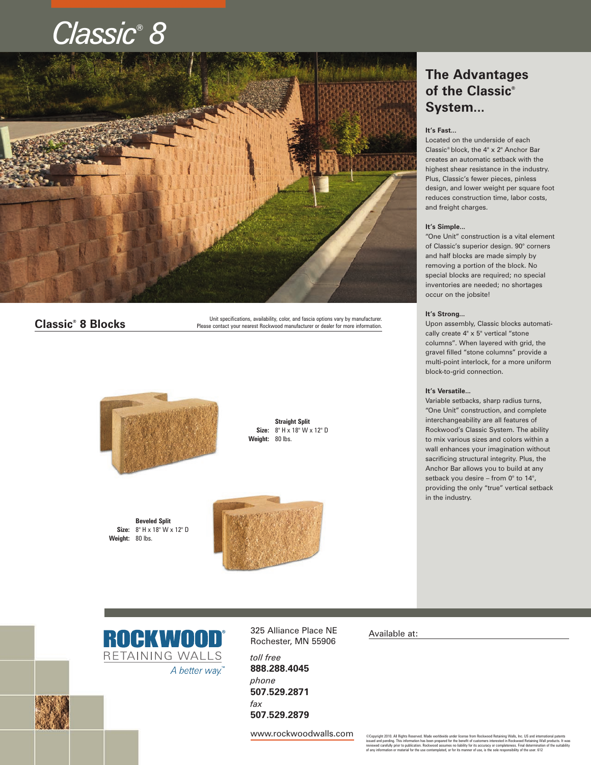# Classic® 8

## Classic® 8 Blocks

Unit specifications, availability, color, and fascia options vary by manufacturer.
Please contact your nearest Rockwood manufacturer or dealer for more information.

**Straight Split**
**Size:** 8" H x 18" W x 12" D
**Weight:** 80 lbs.

**Beveled Split**
**Size:** 8" H x 18" W x 12" D
**Weight:** 80 lbs.

## The Advantages of the Classic® System...

**It's Fast...**
Located on the underside of each Classic® block, the 4" x 2" Anchor Bar creates an automatic setback with the highest shear resistance in the industry. Plus, Classic's fewer pieces, pinless design, and lower weight per square foot reduces construction time, labor costs, and freight charges.

**It's Simple...**
"One Unit" construction is a vital element of Classic's superior design. 90° corners and half blocks are made simply by removing a portion of the block. No special blocks are required; no special inventories are needed; no shortages occur on the jobsite!

**It's Strong...**
Upon assembly, Classic blocks automatically create 4" x 5" vertical "stone columns". When layered with grid, the gravel filled "stone columns" provide a multi-point interlock, for a more uniform block-to-grid connection.

**It's Versatile...**
Variable setbacks, sharp radius turns, "One Unit" construction, and complete interchangeability are all features of Rockwood's Classic System. The ability to mix various sizes and colors within a wall enhances your imagination without sacrificing structural integrity. Plus, the Anchor Bar allows you to build at any setback you desire – from 0° to 14°, providing the only "true" vertical setback in the industry.

**ROCKWOOD®**
RETAINING WALLS
*A better way.™*

325 Alliance Place NE
Rochester, MN 55906

*toll free*
**888.288.4045**
*phone*
**507.529.2871**
*fax*
**507.529.2879**

www.rockwoodwalls.com

Available at:

©Copyright 2010. All Rights Reserved. Made worldwide under license from Rockwood Retaining Walls, Inc. US and international patents issued and pending. This information has been prepared for the benefit of customers interested in Rockwood Retaining Wall products. It was reviewed carefully prior to publication. Rockwood assumes no liability for its accuracy or completeness. Final determination of the suitability of any information or material for the use contemplated, or for its manner of use, is the sole responsibility of the user. 612